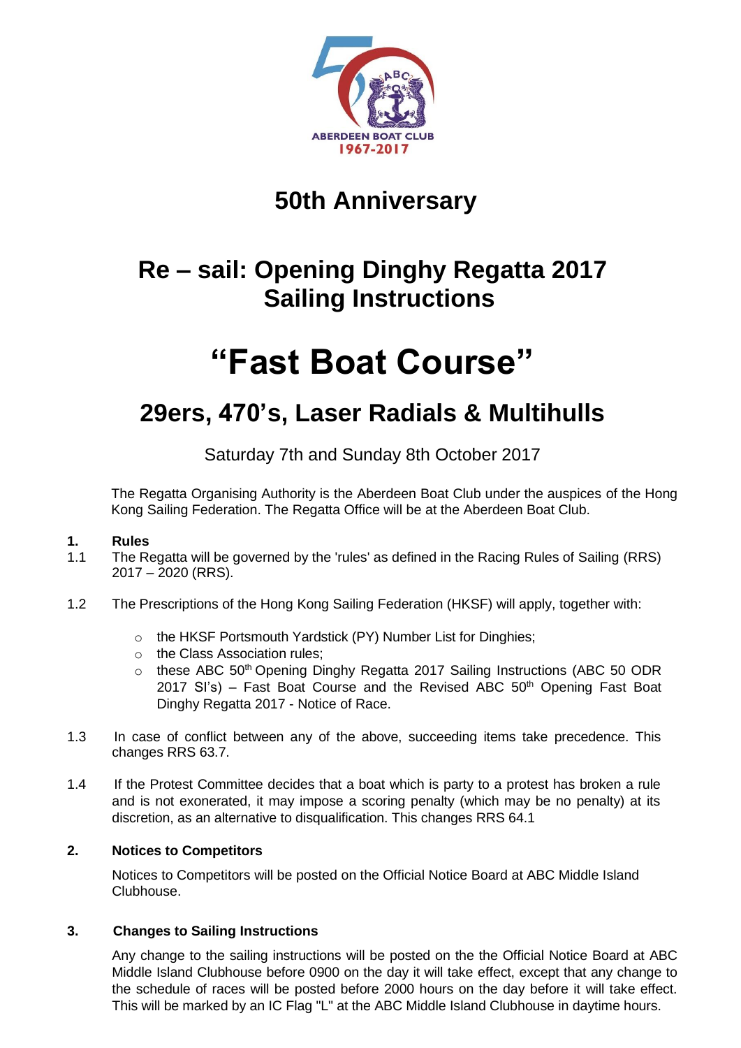# 50th Anniversary

# Re – sail: Opening Dinghy Regatta 2017
# Sailing Instructions

# "Fast Boat Course"

## 29ers, 470's, Laser Radials & Multihulls

Saturday 7th and Sunday 8th October 2017

The Regatta Organising Authority is the Aberdeen Boat Club under the auspices of the Hong Kong Sailing Federation. The Regatta Office will be at the Aberdeen Boat Club.

**1. Rules**

1.1 The Regatta will be governed by the 'rules' as defined in the Racing Rules of Sailing (RRS) 2017 – 2020 (RRS).

1.2 The Prescriptions of the Hong Kong Sailing Federation (HKSF) will apply, together with:

- the HKSF Portsmouth Yardstick (PY) Number List for Dinghies;
- the Class Association rules;
- these ABC 50th Opening Dinghy Regatta 2017 Sailing Instructions (ABC 50 ODR 2017 SI's) – Fast Boat Course and the Revised ABC 50th Opening Fast Boat Dinghy Regatta 2017 - Notice of Race.

1.3 In case of conflict between any of the above, succeeding items take precedence. This changes RRS 63.7.

1.4 If the Protest Committee decides that a boat which is party to a protest has broken a rule and is not exonerated, it may impose a scoring penalty (which may be no penalty) at its discretion, as an alternative to disqualification. This changes RRS 64.1

**2. Notices to Competitors**

Notices to Competitors will be posted on the Official Notice Board at ABC Middle Island Clubhouse.

**3. Changes to Sailing Instructions**

Any change to the sailing instructions will be posted on the the Official Notice Board at ABC Middle Island Clubhouse before 0900 on the day it will take effect, except that any change to the schedule of races will be posted before 2000 hours on the day before it will take effect. This will be marked by an IC Flag "L" at the ABC Middle Island Clubhouse in daytime hours.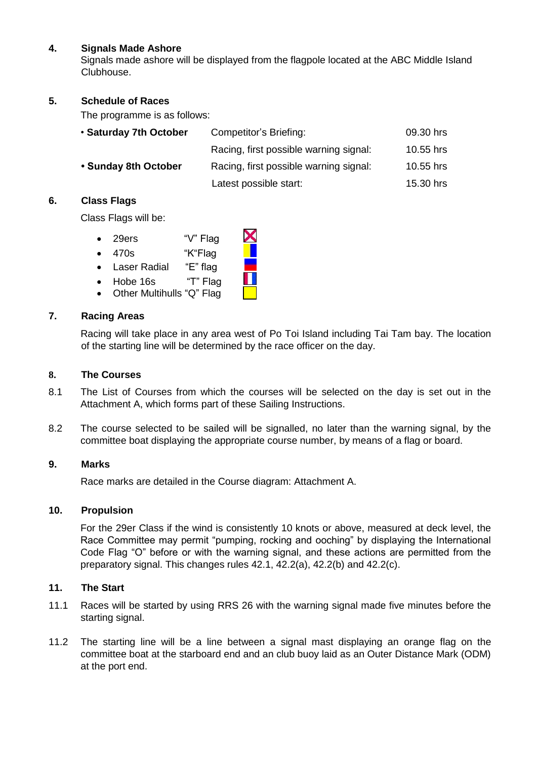## 4. Signals Made Ashore

Signals made ashore will be displayed from the flagpole located at the ABC Middle Island Clubhouse.

## 5. Schedule of Races

The programme is as follows:

| | | |
|---|---|---|
| • **Saturday 7th October** | Competitor's Briefing: | 09.30 hrs |
| | Racing, first possible warning signal: | 10.55 hrs |
| • **Sunday 8th October** | Racing, first possible warning signal: | 10.55 hrs |
| | Latest possible start: | 15.30 hrs |

## 6. Class Flags

Class Flags will be:

- 29ers "V" Flag
- 470s "K"Flag
- Laser Radial "E" flag
- Hobe 16s "T" Flag
- Other Multihulls "Q" Flag

## 7. Racing Areas

Racing will take place in any area west of Po Toi Island including Tai Tam bay. The location of the starting line will be determined by the race officer on the day.

## 8. The Courses

8.1 The List of Courses from which the courses will be selected on the day is set out in the Attachment A, which forms part of these Sailing Instructions.

8.2 The course selected to be sailed will be signalled, no later than the warning signal, by the committee boat displaying the appropriate course number, by means of a flag or board.

## 9. Marks

Race marks are detailed in the Course diagram: Attachment A.

## 10. Propulsion

For the 29er Class if the wind is consistently 10 knots or above, measured at deck level, the Race Committee may permit "pumping, rocking and ooching" by displaying the International Code Flag "O" before or with the warning signal, and these actions are permitted from the preparatory signal. This changes rules 42.1, 42.2(a), 42.2(b) and 42.2(c).

## 11. The Start

11.1 Races will be started by using RRS 26 with the warning signal made five minutes before the starting signal.

11.2 The starting line will be a line between a signal mast displaying an orange flag on the committee boat at the starboard end and an club buoy laid as an Outer Distance Mark (ODM) at the port end.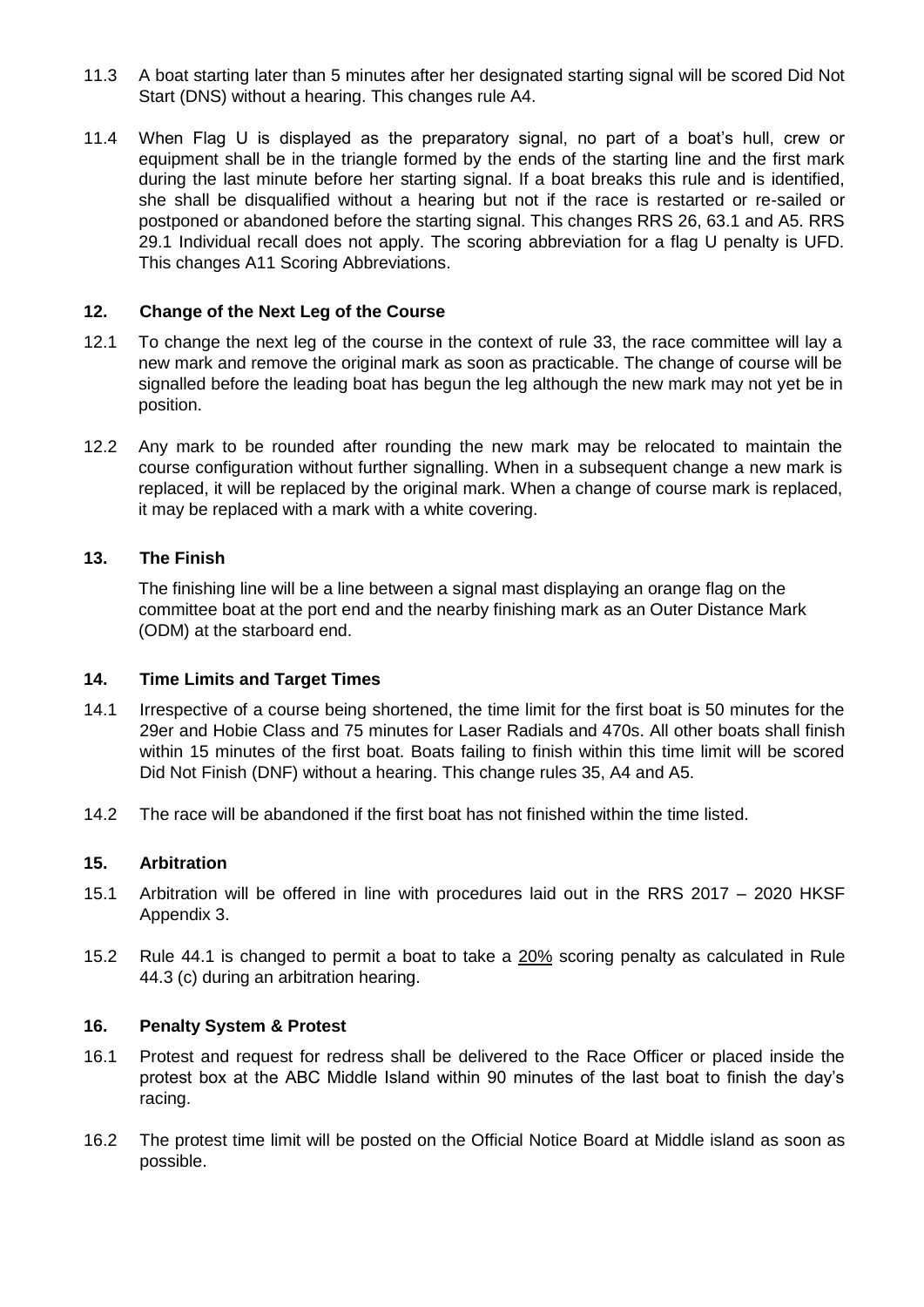11.3 A boat starting later than 5 minutes after her designated starting signal will be scored Did Not Start (DNS) without a hearing. This changes rule A4.

11.4 When Flag U is displayed as the preparatory signal, no part of a boat's hull, crew or equipment shall be in the triangle formed by the ends of the starting line and the first mark during the last minute before her starting signal. If a boat breaks this rule and is identified, she shall be disqualified without a hearing but not if the race is restarted or re-sailed or postponed or abandoned before the starting signal. This changes RRS 26, 63.1 and A5. RRS 29.1 Individual recall does not apply. The scoring abbreviation for a flag U penalty is UFD. This changes A11 Scoring Abbreviations.

## 12. Change of the Next Leg of the Course

12.1 To change the next leg of the course in the context of rule 33, the race committee will lay a new mark and remove the original mark as soon as practicable. The change of course will be signalled before the leading boat has begun the leg although the new mark may not yet be in position.

12.2 Any mark to be rounded after rounding the new mark may be relocated to maintain the course configuration without further signalling. When in a subsequent change a new mark is replaced, it will be replaced by the original mark. When a change of course mark is replaced, it may be replaced with a mark with a white covering.

## 13. The Finish

The finishing line will be a line between a signal mast displaying an orange flag on the committee boat at the port end and the nearby finishing mark as an Outer Distance Mark (ODM) at the starboard end.

## 14. Time Limits and Target Times

14.1 Irrespective of a course being shortened, the time limit for the first boat is 50 minutes for the 29er and Hobie Class and 75 minutes for Laser Radials and 470s. All other boats shall finish within 15 minutes of the first boat. Boats failing to finish within this time limit will be scored Did Not Finish (DNF) without a hearing. This change rules 35, A4 and A5.

14.2 The race will be abandoned if the first boat has not finished within the time listed.

## 15. Arbitration

15.1 Arbitration will be offered in line with procedures laid out in the RRS 2017 – 2020 HKSF Appendix 3.

15.2 Rule 44.1 is changed to permit a boat to take a <u>20%</u> scoring penalty as calculated in Rule 44.3 (c) during an arbitration hearing.

## 16. Penalty System & Protest

16.1 Protest and request for redress shall be delivered to the Race Officer or placed inside the protest box at the ABC Middle Island within 90 minutes of the last boat to finish the day's racing.

16.2 The protest time limit will be posted on the Official Notice Board at Middle island as soon as possible.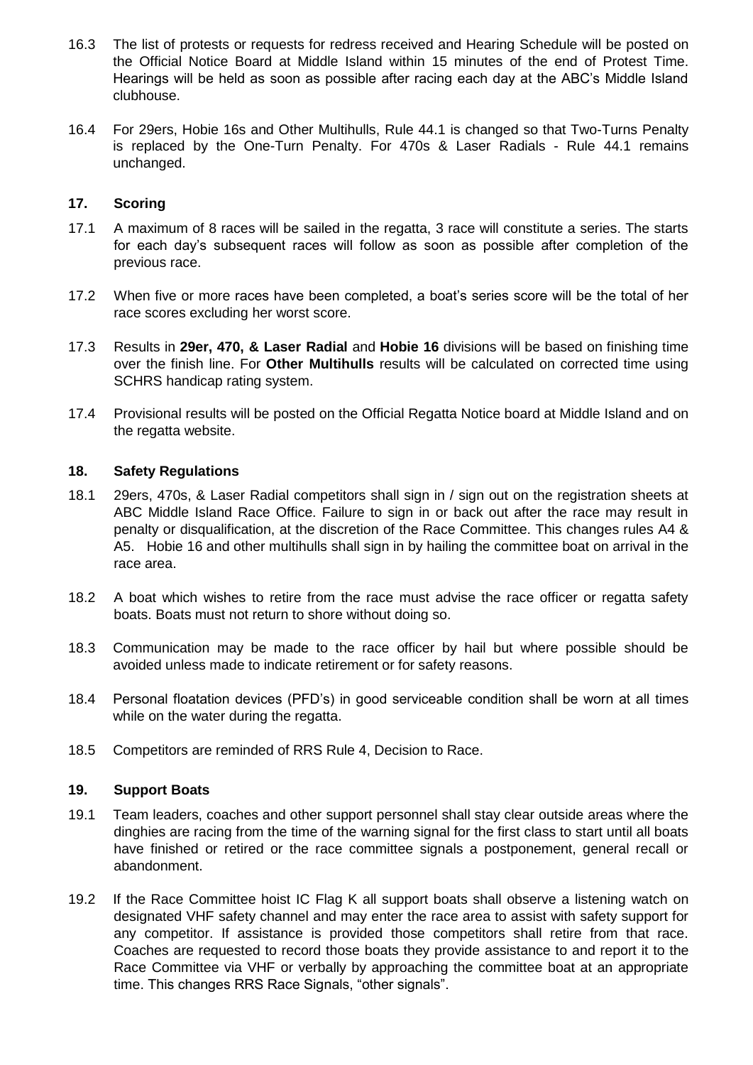16.3 The list of protests or requests for redress received and Hearing Schedule will be posted on the Official Notice Board at Middle Island within 15 minutes of the end of Protest Time. Hearings will be held as soon as possible after racing each day at the ABC's Middle Island clubhouse.

16.4 For 29ers, Hobie 16s and Other Multihulls, Rule 44.1 is changed so that Two-Turns Penalty is replaced by the One-Turn Penalty. For 470s & Laser Radials - Rule 44.1 remains unchanged.

## 17. Scoring

17.1 A maximum of 8 races will be sailed in the regatta, 3 race will constitute a series. The starts for each day's subsequent races will follow as soon as possible after completion of the previous race.

17.2 When five or more races have been completed, a boat's series score will be the total of her race scores excluding her worst score.

17.3 Results in **29er, 470, & Laser Radial** and **Hobie 16** divisions will be based on finishing time over the finish line. For **Other Multihulls** results will be calculated on corrected time using SCHRS handicap rating system.

17.4 Provisional results will be posted on the Official Regatta Notice board at Middle Island and on the regatta website.

## 18. Safety Regulations

18.1 29ers, 470s, & Laser Radial competitors shall sign in / sign out on the registration sheets at ABC Middle Island Race Office. Failure to sign in or back out after the race may result in penalty or disqualification, at the discretion of the Race Committee. This changes rules A4 & A5. Hobie 16 and other multihulls shall sign in by hailing the committee boat on arrival in the race area.

18.2 A boat which wishes to retire from the race must advise the race officer or regatta safety boats. Boats must not return to shore without doing so.

18.3 Communication may be made to the race officer by hail but where possible should be avoided unless made to indicate retirement or for safety reasons.

18.4 Personal floatation devices (PFD's) in good serviceable condition shall be worn at all times while on the water during the regatta.

18.5 Competitors are reminded of RRS Rule 4, Decision to Race.

## 19. Support Boats

19.1 Team leaders, coaches and other support personnel shall stay clear outside areas where the dinghies are racing from the time of the warning signal for the first class to start until all boats have finished or retired or the race committee signals a postponement, general recall or abandonment.

19.2 If the Race Committee hoist IC Flag K all support boats shall observe a listening watch on designated VHF safety channel and may enter the race area to assist with safety support for any competitor. If assistance is provided those competitors shall retire from that race. Coaches are requested to record those boats they provide assistance to and report it to the Race Committee via VHF or verbally by approaching the committee boat at an appropriate time. This changes RRS Race Signals, "other signals".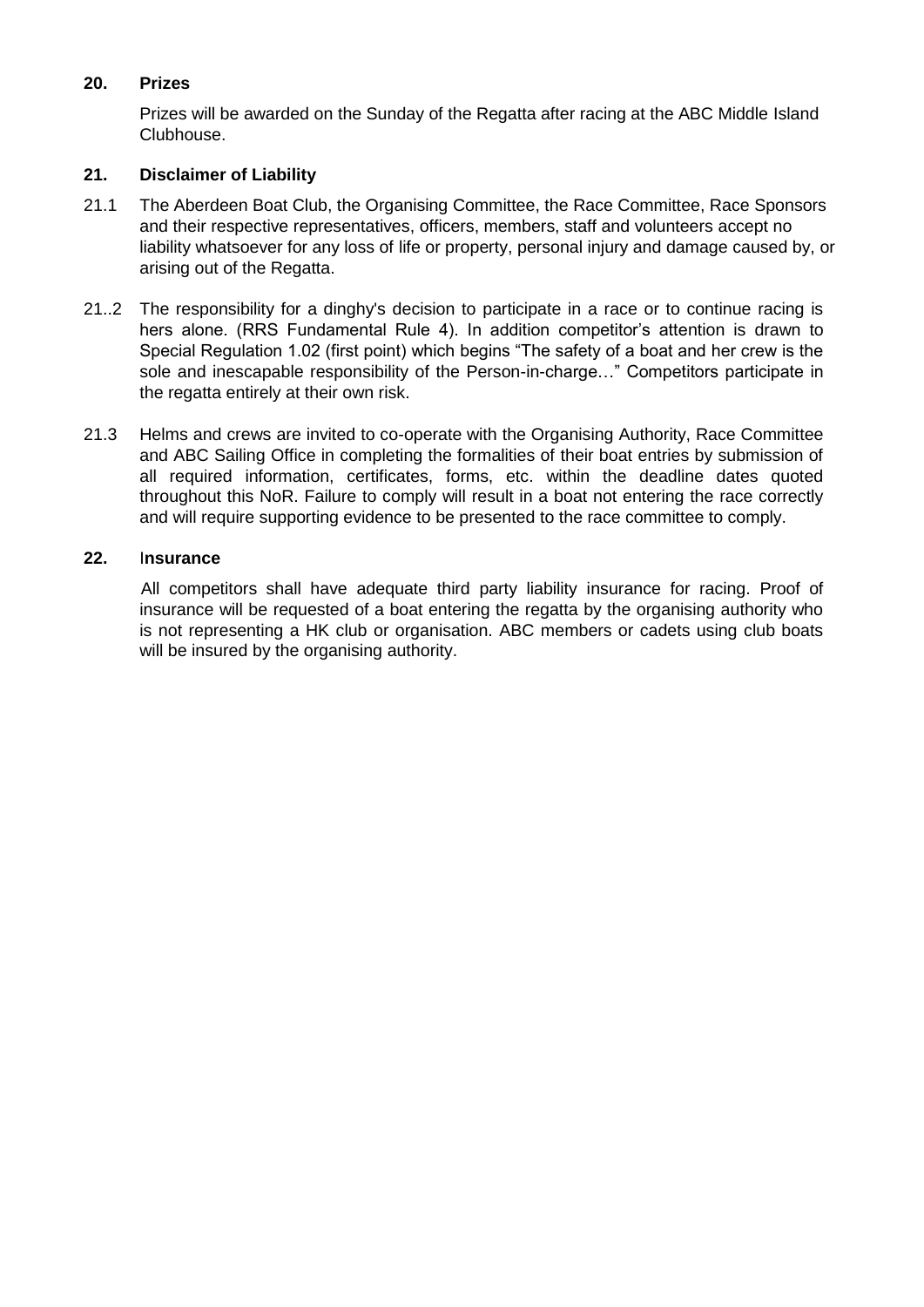## 20. Prizes

Prizes will be awarded on the Sunday of the Regatta after racing at the ABC Middle Island Clubhouse.

## 21. Disclaimer of Liability

21.1 The Aberdeen Boat Club, the Organising Committee, the Race Committee, Race Sponsors and their respective representatives, officers, members, staff and volunteers accept no liability whatsoever for any loss of life or property, personal injury and damage caused by, or arising out of the Regatta.

21..2 The responsibility for a dinghy's decision to participate in a race or to continue racing is hers alone. (RRS Fundamental Rule 4). In addition competitor's attention is drawn to Special Regulation 1.02 (first point) which begins "The safety of a boat and her crew is the sole and inescapable responsibility of the Person-in-charge…" Competitors participate in the regatta entirely at their own risk.

21.3 Helms and crews are invited to co-operate with the Organising Authority, Race Committee and ABC Sailing Office in completing the formalities of their boat entries by submission of all required information, certificates, forms, etc. within the deadline dates quoted throughout this NoR. Failure to comply will result in a boat not entering the race correctly and will require supporting evidence to be presented to the race committee to comply.

## 22. Insurance

All competitors shall have adequate third party liability insurance for racing. Proof of insurance will be requested of a boat entering the regatta by the organising authority who is not representing a HK club or organisation. ABC members or cadets using club boats will be insured by the organising authority.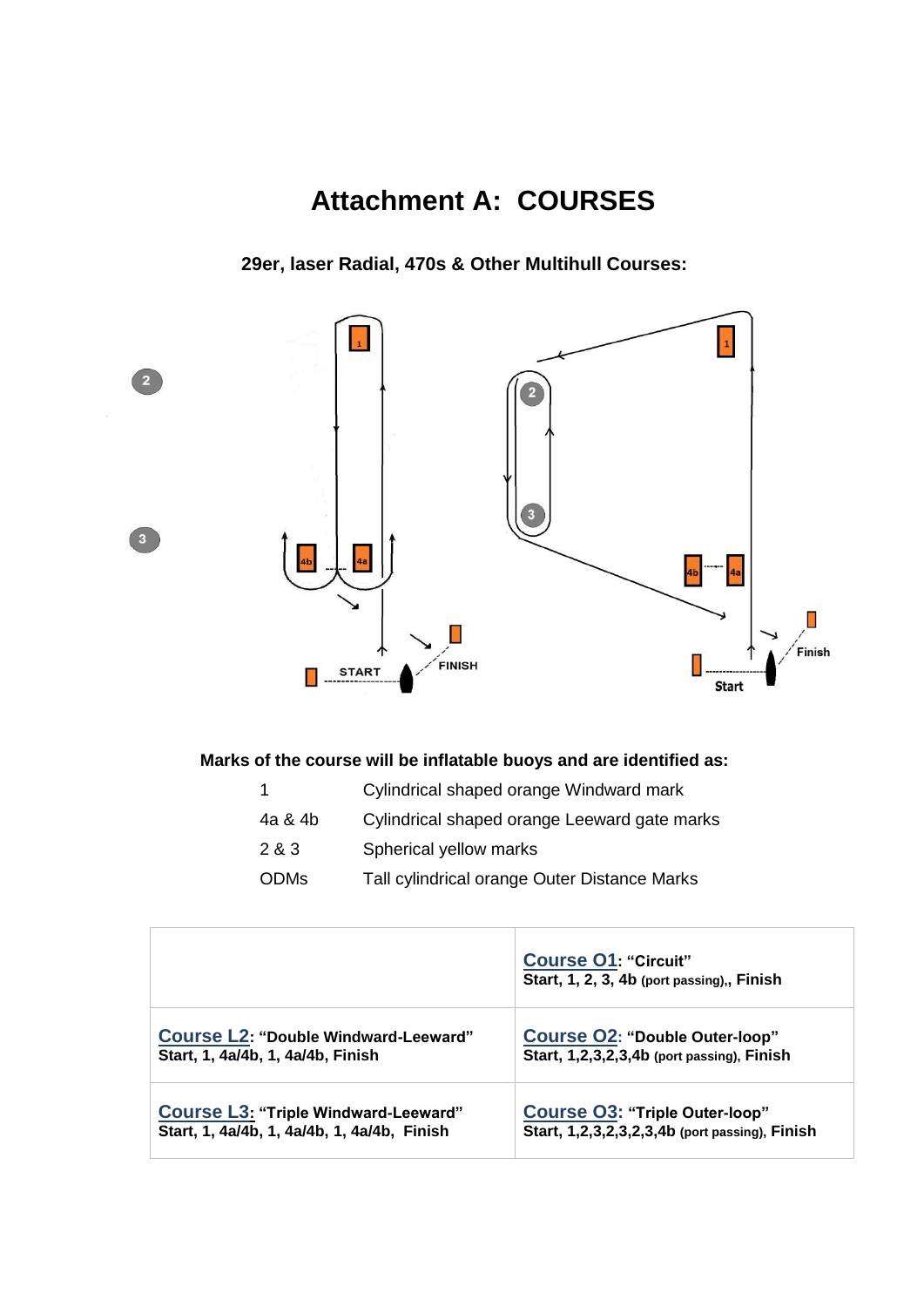# Attachment A: COURSES

**29er, laser Radial, 470s & Other Multihull Courses:**

2

3

1

4b

4a

START

FINISH

1

2

3

4b

4a

Finish

Start

**Marks of the course will be inflatable buoys and are identified as:**

| | |
|---|---|
| 1 | Cylindrical shaped orange Windward mark |
| 4a & 4b | Cylindrical shaped orange Leeward gate marks |
| 2 & 3 | Spherical yellow marks |
| ODMs | Tall cylindrical orange Outer Distance Marks |

| | |
|---|---|
| | **Course O1: "Circuit"**<br>**Start, 1, 2, 3, 4b** (port passing),, **Finish** |
| **Course L2: "Double Windward-Leeward"**<br>**Start, 1, 4a/4b, 1, 4a/4b, Finish** | **Course O2: "Double Outer-loop"**<br>**Start, 1,2,3,2,3,4b** (port passing), **Finish** |
| **Course L3: "Triple Windward-Leeward"**<br>**Start, 1, 4a/4b, 1, 4a/4b, 1, 4a/4b, Finish** | **Course O3: "Triple Outer-loop"**<br>**Start, 1,2,3,2,3,2,3,4b** (port passing), **Finish** |